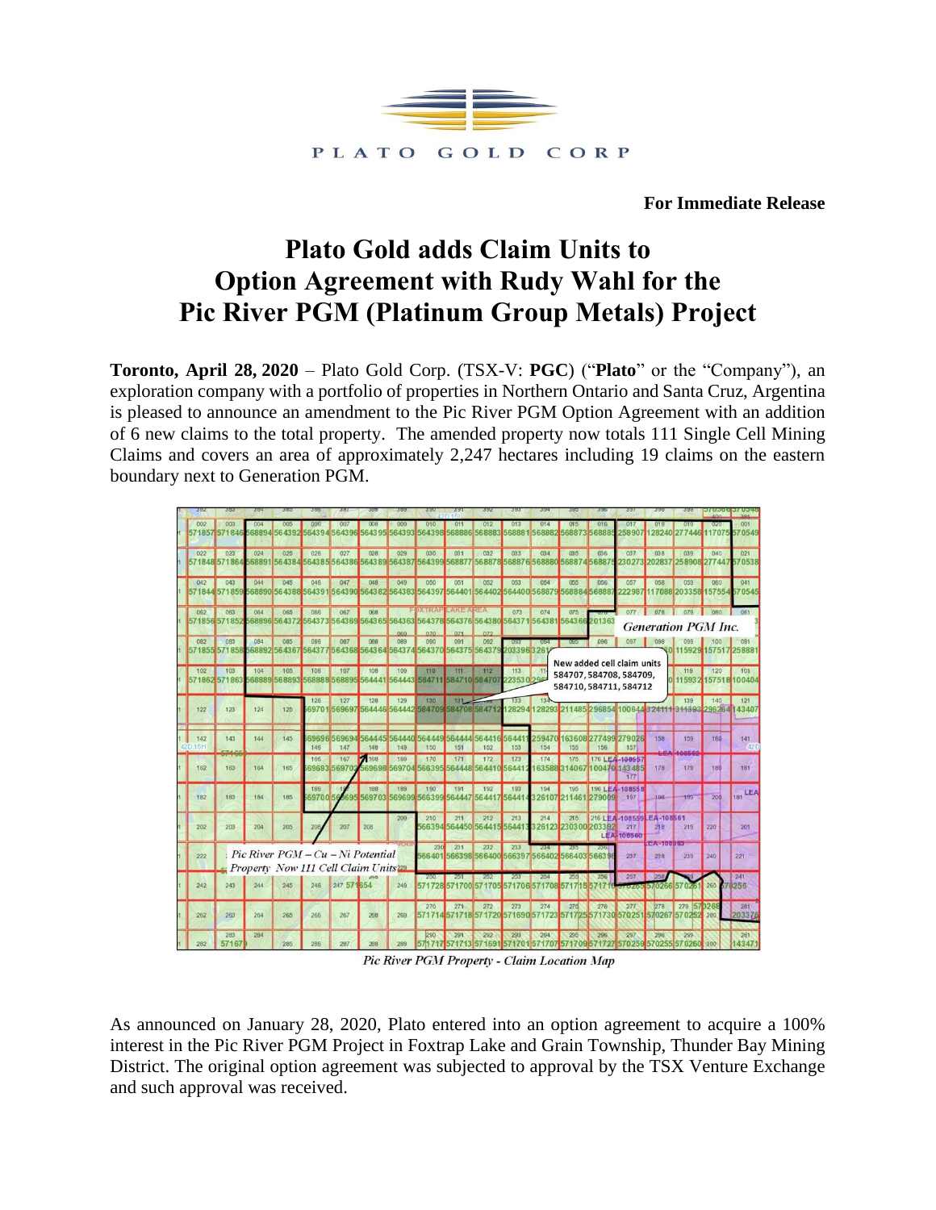PLATO GOLD CORP

**For Immediate Release**

# Plato Gold adds Claim Units to Option Agreement with Rudy Wahl for the Pic River PGM (Platinum Group Metals) Project

**Toronto, April 28, 2020** – Plato Gold Corp. (TSX-V: **PGC**) ("**Plato**" or the "Company"), an exploration company with a portfolio of properties in Northern Ontario and Santa Cruz, Argentina is pleased to announce an amendment to the Pic River PGM Option Agreement with an addition of 6 new claims to the total property. The amended property now totals 111 Single Cell Mining Claims and covers an area of approximately 2,247 hectares including 19 claims on the eastern boundary next to Generation PGM.

*Pic River PGM Property - Claim Location Map*

As announced on January 28, 2020, Plato entered into an option agreement to acquire a 100% interest in the Pic River PGM Project in Foxtrap Lake and Grain Township, Thunder Bay Mining District. The original option agreement was subjected to approval by the TSX Venture Exchange and such approval was received.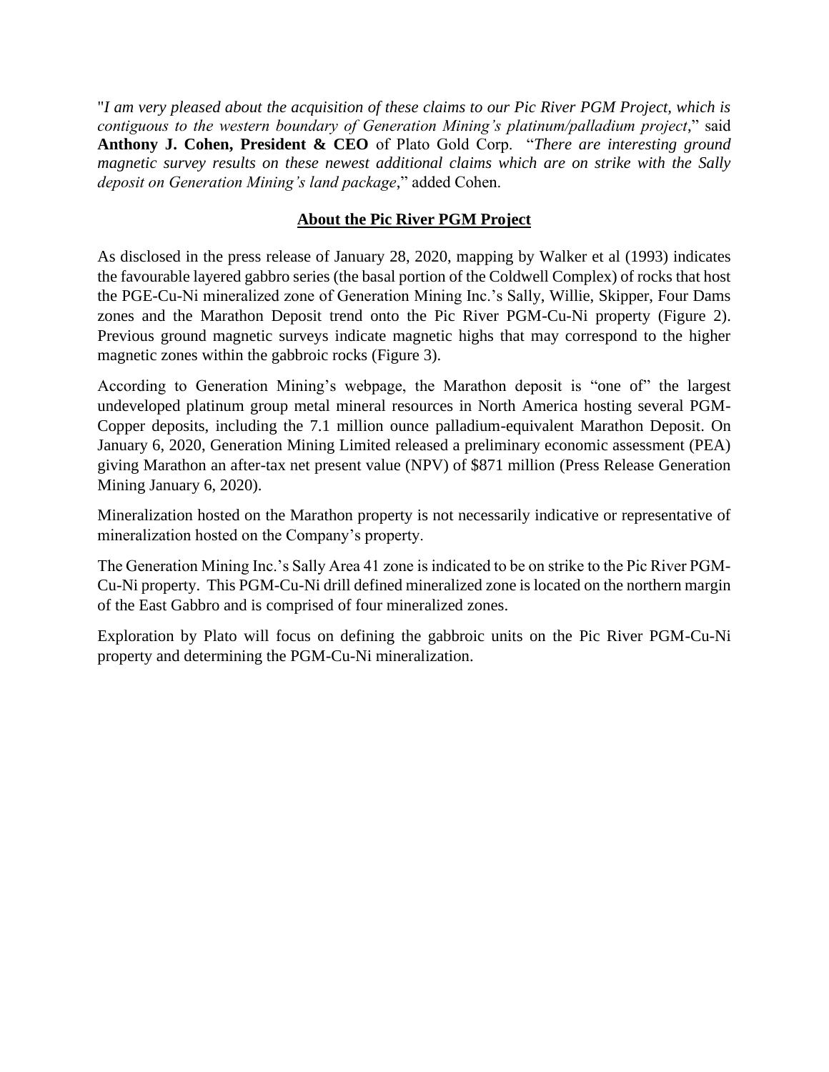"*I am very pleased about the acquisition of these claims to our Pic River PGM Project, which is contiguous to the western boundary of Generation Mining's platinum/palladium project*," said **Anthony J. Cohen, President & CEO** of Plato Gold Corp. "*There are interesting ground magnetic survey results on these newest additional claims which are on strike with the Sally deposit on Generation Mining's land package*," added Cohen.

## About the Pic River PGM Project

As disclosed in the press release of January 28, 2020, mapping by Walker et al (1993) indicates the favourable layered gabbro series (the basal portion of the Coldwell Complex) of rocks that host the PGE-Cu-Ni mineralized zone of Generation Mining Inc.'s Sally, Willie, Skipper, Four Dams zones and the Marathon Deposit trend onto the Pic River PGM-Cu-Ni property (Figure 2). Previous ground magnetic surveys indicate magnetic highs that may correspond to the higher magnetic zones within the gabbroic rocks (Figure 3).

According to Generation Mining's webpage, the Marathon deposit is "one of" the largest undeveloped platinum group metal mineral resources in North America hosting several PGM-Copper deposits, including the 7.1 million ounce palladium-equivalent Marathon Deposit. On January 6, 2020, Generation Mining Limited released a preliminary economic assessment (PEA) giving Marathon an after-tax net present value (NPV) of $871 million (Press Release Generation Mining January 6, 2020).

Mineralization hosted on the Marathon property is not necessarily indicative or representative of mineralization hosted on the Company's property.

The Generation Mining Inc.'s Sally Area 41 zone is indicated to be on strike to the Pic River PGM-Cu-Ni property. This PGM-Cu-Ni drill defined mineralized zone is located on the northern margin of the East Gabbro and is comprised of four mineralized zones.

Exploration by Plato will focus on defining the gabbroic units on the Pic River PGM-Cu-Ni property and determining the PGM-Cu-Ni mineralization.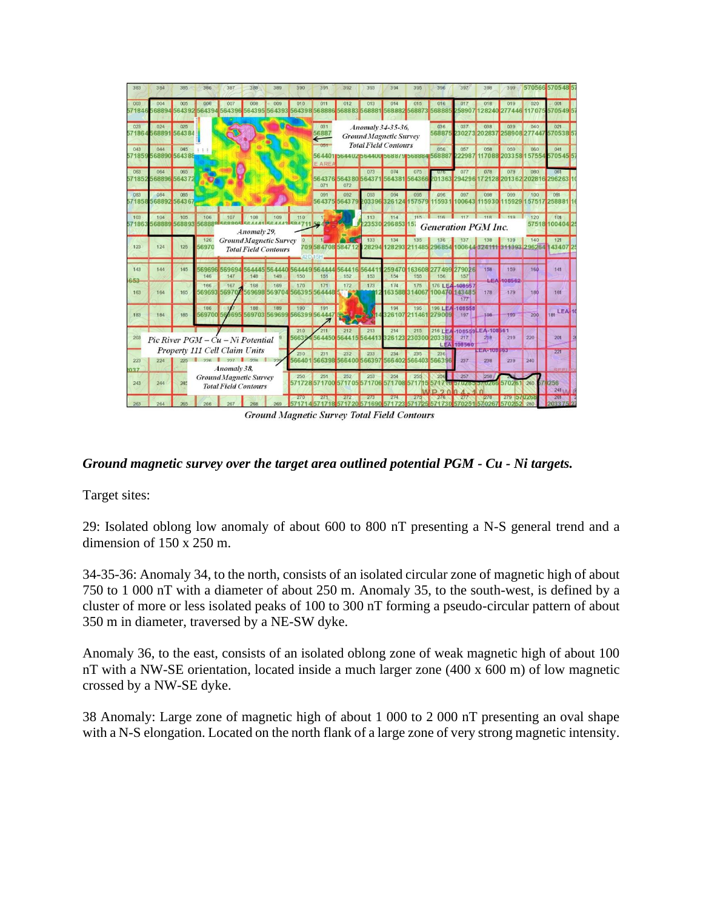Ground Magnetic Survey Total Field Contours

***Ground magnetic survey over the target area outlined potential PGM - Cu - Ni targets.***

Target sites:

29: Isolated oblong low anomaly of about 600 to 800 nT presenting a N-S general trend and a dimension of 150 x 250 m.

34-35-36: Anomaly 34, to the north, consists of an isolated circular zone of magnetic high of about 750 to 1 000 nT with a diameter of about 250 m. Anomaly 35, to the south-west, is defined by a cluster of more or less isolated peaks of 100 to 300 nT forming a pseudo-circular pattern of about 350 m in diameter, traversed by a NE-SW dyke.

Anomaly 36, to the east, consists of an isolated oblong zone of weak magnetic high of about 100 nT with a NW-SE orientation, located inside a much larger zone (400 x 600 m) of low magnetic crossed by a NW-SE dyke.

38 Anomaly: Large zone of magnetic high of about 1 000 to 2 000 nT presenting an oval shape with a N-S elongation. Located on the north flank of a large zone of very strong magnetic intensity.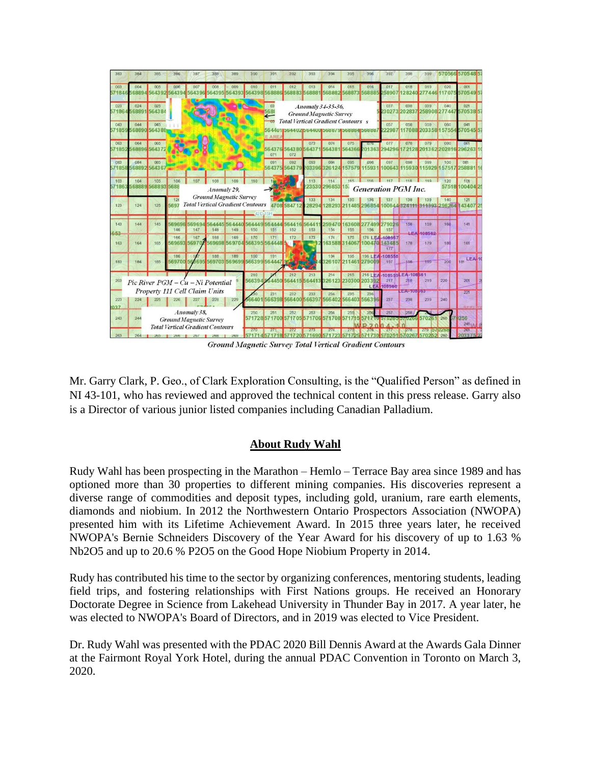Ground Magnetic Survey Total Vertical Gradient Contours

Mr. Garry Clark, P. Geo., of Clark Exploration Consulting, is the "Qualified Person" as defined in NI 43-101, who has reviewed and approved the technical content in this press release. Garry also is a Director of various junior listed companies including Canadian Palladium.

## About Rudy Wahl

Rudy Wahl has been prospecting in the Marathon – Hemlo – Terrace Bay area since 1989 and has optioned more than 30 properties to different mining companies. His discoveries represent a diverse range of commodities and deposit types, including gold, uranium, rare earth elements, diamonds and niobium. In 2012 the Northwestern Ontario Prospectors Association (NWOPA) presented him with its Lifetime Achievement Award. In 2015 three years later, he received NWOPA's Bernie Schneiders Discovery of the Year Award for his discovery of up to 1.63 % $Nb_2O_5$ and up to 20.6 % $P_2O_5$ on the Good Hope Niobium Property in 2014.

Rudy has contributed his time to the sector by organizing conferences, mentoring students, leading field trips, and fostering relationships with First Nations groups. He received an Honorary Doctorate Degree in Science from Lakehead University in Thunder Bay in 2017. A year later, he was elected to NWOPA's Board of Directors, and in 2019 was elected to Vice President.

Dr. Rudy Wahl was presented with the PDAC 2020 Bill Dennis Award at the Awards Gala Dinner at the Fairmont Royal York Hotel, during the annual PDAC Convention in Toronto on March 3, 2020.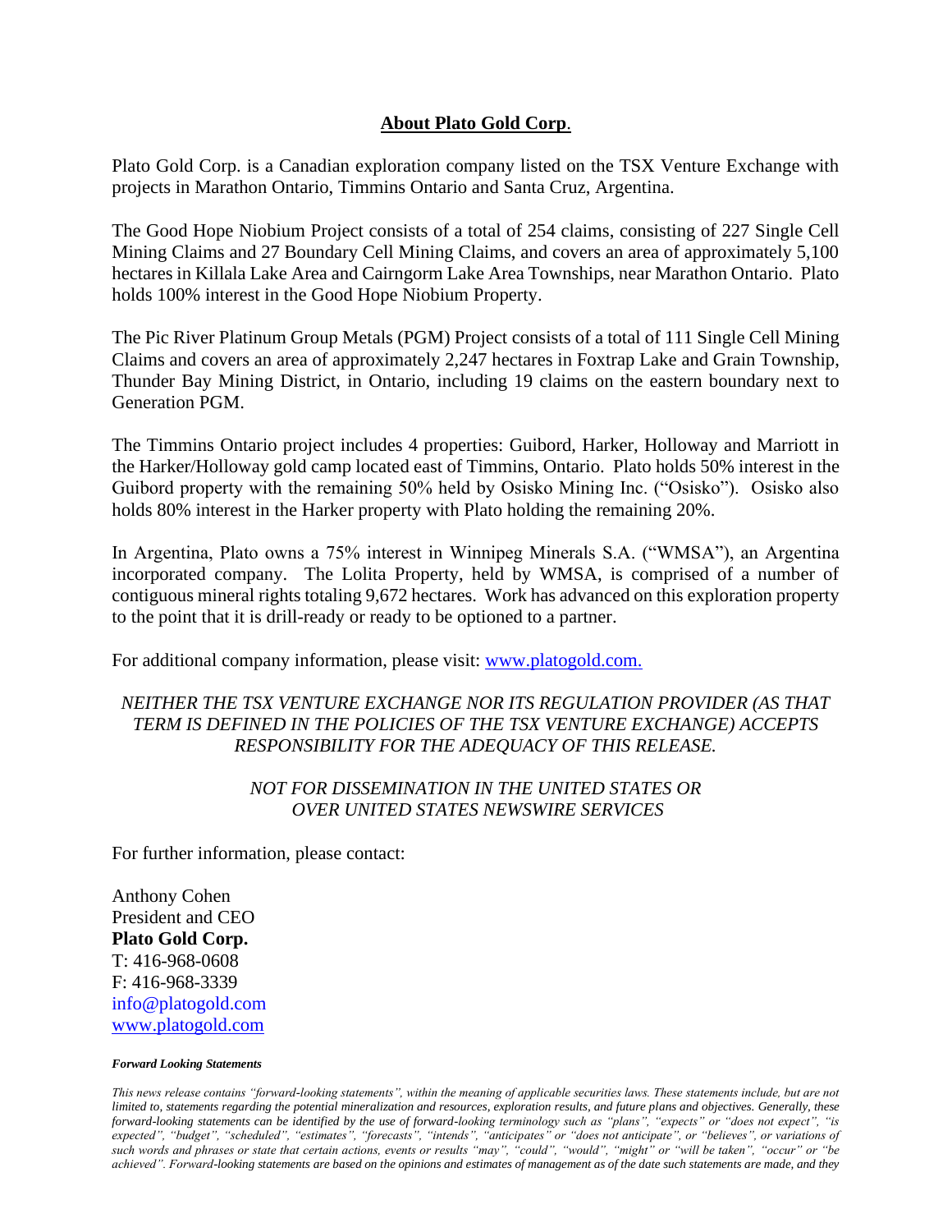## About Plato Gold Corp.

Plato Gold Corp. is a Canadian exploration company listed on the TSX Venture Exchange with projects in Marathon Ontario, Timmins Ontario and Santa Cruz, Argentina.

The Good Hope Niobium Project consists of a total of 254 claims, consisting of 227 Single Cell Mining Claims and 27 Boundary Cell Mining Claims, and covers an area of approximately 5,100 hectares in Killala Lake Area and Cairngorm Lake Area Townships, near Marathon Ontario. Plato holds 100% interest in the Good Hope Niobium Property.

The Pic River Platinum Group Metals (PGM) Project consists of a total of 111 Single Cell Mining Claims and covers an area of approximately 2,247 hectares in Foxtrap Lake and Grain Township, Thunder Bay Mining District, in Ontario, including 19 claims on the eastern boundary next to Generation PGM.

The Timmins Ontario project includes 4 properties: Guibord, Harker, Holloway and Marriott in the Harker/Holloway gold camp located east of Timmins, Ontario. Plato holds 50% interest in the Guibord property with the remaining 50% held by Osisko Mining Inc. ("Osisko"). Osisko also holds 80% interest in the Harker property with Plato holding the remaining 20%.

In Argentina, Plato owns a 75% interest in Winnipeg Minerals S.A. ("WMSA"), an Argentina incorporated company. The Lolita Property, held by WMSA, is comprised of a number of contiguous mineral rights totaling 9,672 hectares. Work has advanced on this exploration property to the point that it is drill-ready or ready to be optioned to a partner.

For additional company information, please visit: [www.platogold.com.](http://www.platogold.com)

*NEITHER THE TSX VENTURE EXCHANGE NOR ITS REGULATION PROVIDER (AS THAT TERM IS DEFINED IN THE POLICIES OF THE TSX VENTURE EXCHANGE) ACCEPTS RESPONSIBILITY FOR THE ADEQUACY OF THIS RELEASE.*

*NOT FOR DISSEMINATION IN THE UNITED STATES OR OVER UNITED STATES NEWSWIRE SERVICES*

For further information, please contact:

Anthony Cohen
President and CEO
**Plato Gold Corp.**
T: 416-968-0608
F: 416-968-3339
info@platogold.com
[www.platogold.com](http://www.platogold.com)

***Forward Looking Statements***

*This news release contains "forward-looking statements", within the meaning of applicable securities laws. These statements include, but are not limited to, statements regarding the potential mineralization and resources, exploration results, and future plans and objectives. Generally, these forward-looking statements can be identified by the use of forward-looking terminology such as "plans", "expects" or "does not expect", "is expected", "budget", "scheduled", "estimates", "forecasts", "intends", "anticipates" or "does not anticipate", or "believes", or variations of such words and phrases or state that certain actions, events or results "may", "could", "would", "might" or "will be taken", "occur" or "be achieved". Forward-looking statements are based on the opinions and estimates of management as of the date such statements are made, and they*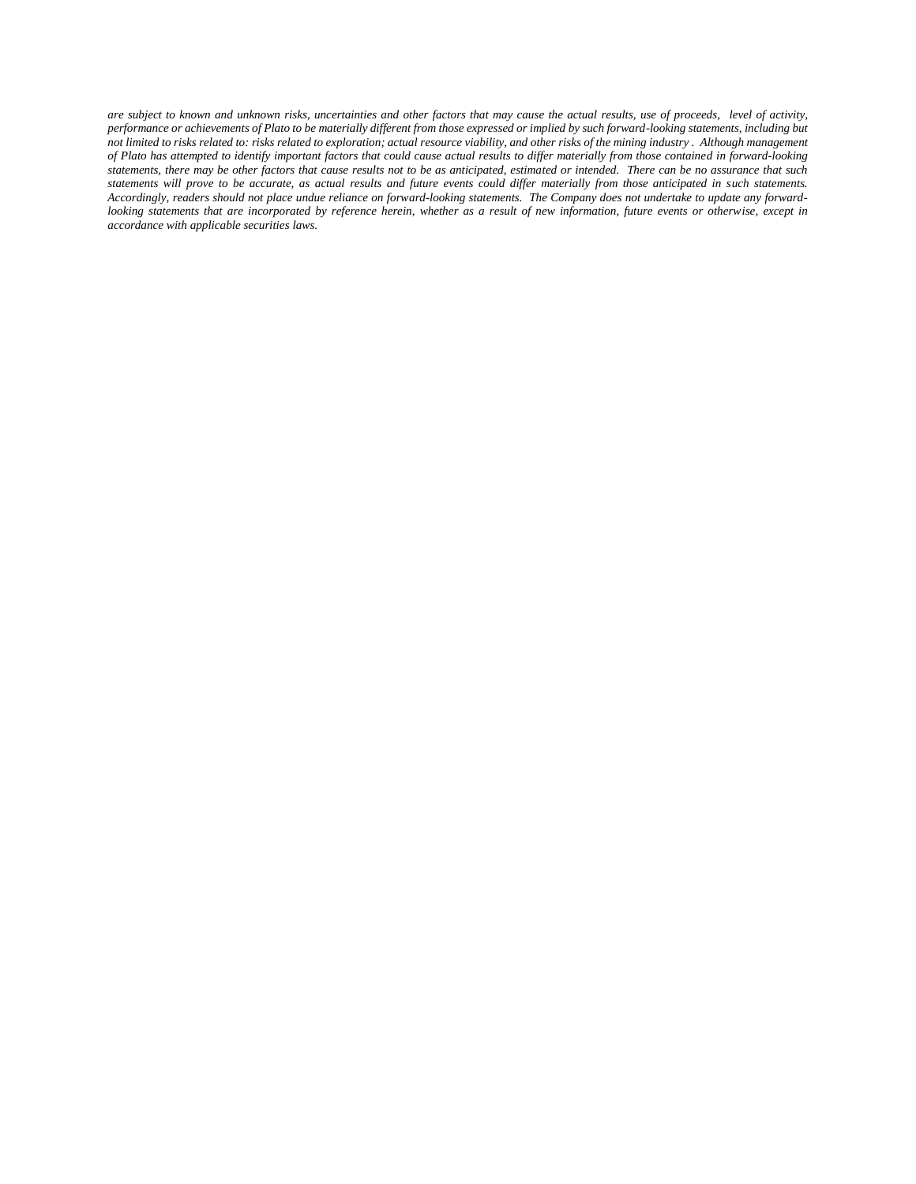*are subject to known and unknown risks, uncertainties and other factors that may cause the actual results, use of proceeds, level of activity, performance or achievements of Plato to be materially different from those expressed or implied by such forward-looking statements, including but not limited to risks related to: risks related to exploration; actual resource viability, and other risks of the mining industry . Although management of Plato has attempted to identify important factors that could cause actual results to differ materially from those contained in forward-looking statements, there may be other factors that cause results not to be as anticipated, estimated or intended. There can be no assurance that such statements will prove to be accurate, as actual results and future events could differ materially from those anticipated in such statements. Accordingly, readers should not place undue reliance on forward-looking statements. The Company does not undertake to update any forward-looking statements that are incorporated by reference herein, whether as a result of new information, future events or otherwise, except in accordance with applicable securities laws.*